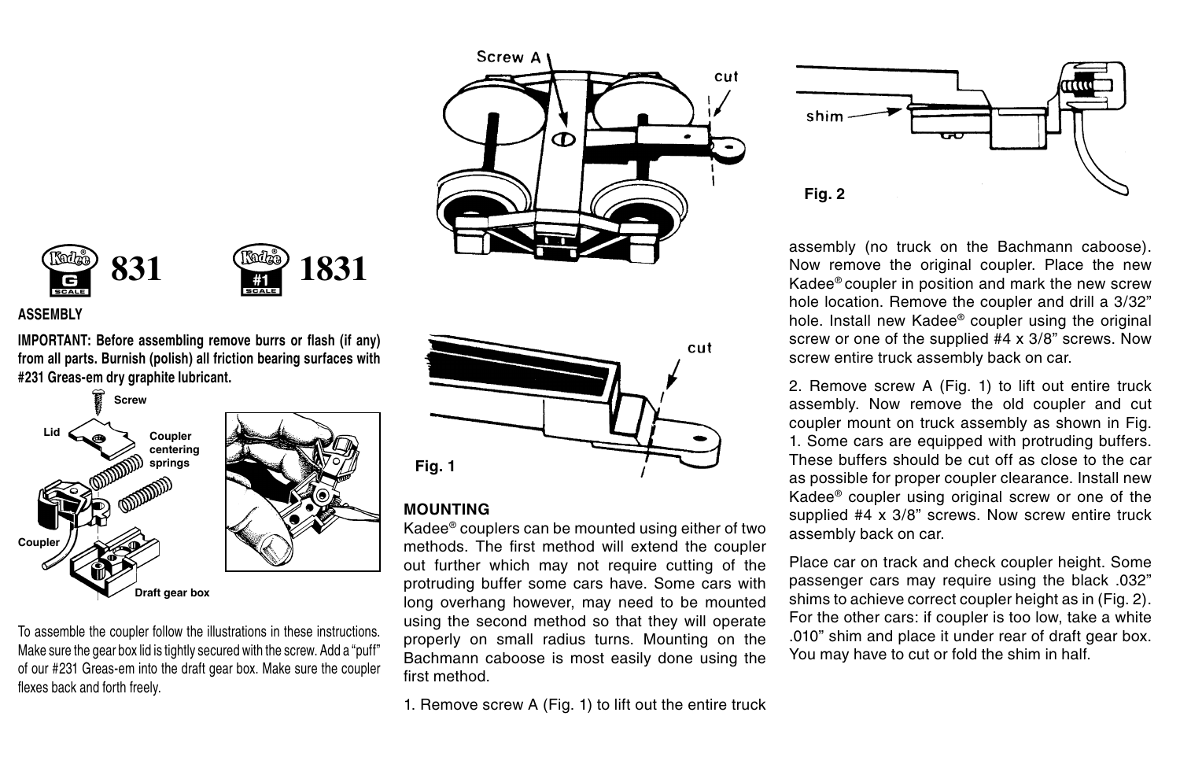# 831 1831

G SCALE #1 SCALE

## ASSEMBLY

**IMPORTANT: Before assembling remove burrs or flash (if any) from all parts. Burnish (polish) all friction bearing surfaces with #231 Greas-em dry graphite lubricant.**

Screw
Lid
Coupler centering springs
Coupler
Draft gear box

To assemble the coupler follow the illustrations in these instructions. Make sure the gear box lid is tightly secured with the screw. Add a "puff" of our #231 Greas-em into the draft gear box. Make sure the coupler flexes back and forth freely.

Screw A
cut

cut

Fig. 1

## MOUNTING

Kadee® couplers can be mounted using either of two methods. The first method will extend the coupler out further which may not require cutting of the protruding buffer some cars have. Some cars with long overhang however, may need to be mounted using the second method so that they will operate properly on small radius turns. Mounting on the Bachmann caboose is most easily done using the first method.

1. Remove screw A (Fig. 1) to lift out the entire truck assembly (no truck on the Bachmann caboose). Now remove the original coupler. Place the new Kadee® coupler in position and mark the new screw hole location. Remove the coupler and drill a 3/32" hole. Install new Kadee® coupler using the original screw or one of the supplied #4 x 3/8" screws. Now screw entire truck assembly back on car.

shim

Fig. 2

2. Remove screw A (Fig. 1) to lift out entire truck assembly. Now remove the old coupler and cut coupler mount on truck assembly as shown in Fig. 1. Some cars are equipped with protruding buffers. These buffers should be cut off as close to the car as possible for proper coupler clearance. Install new Kadee® coupler using original screw or one of the supplied #4 x 3/8" screws. Now screw entire truck assembly back on car.

Place car on track and check coupler height. Some passenger cars may require using the black .032" shims to achieve correct coupler height as in (Fig. 2). For the other cars: if coupler is too low, take a white .010" shim and place it under rear of draft gear box. You may have to cut or fold the shim in half.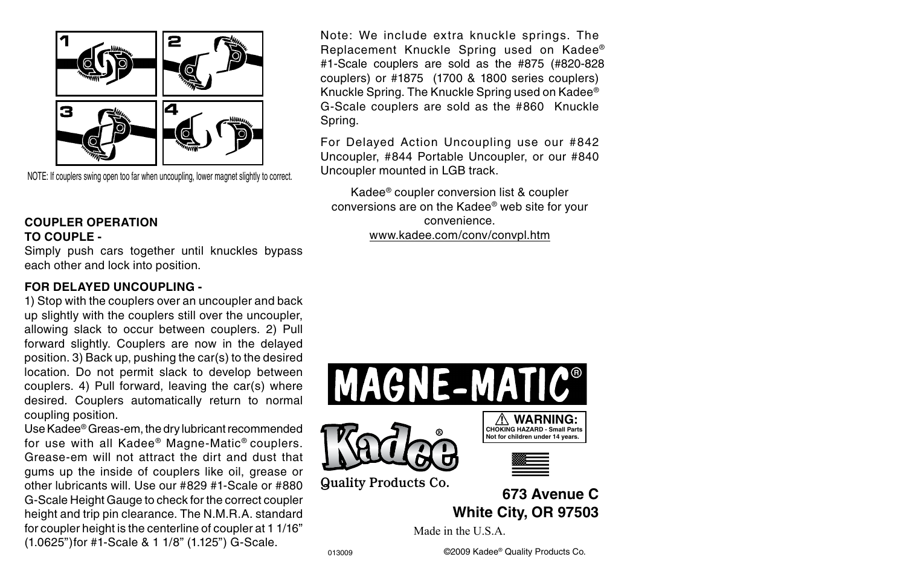1 2 3 4

NOTE: If couplers swing open too far when uncoupling, lower magnet slightly to correct.

**COUPLER OPERATION**

**TO COUPLE -**

Simply push cars together until knuckles bypass each other and lock into position.

**FOR DELAYED UNCOUPLING -**

1) Stop with the couplers over an uncoupler and back up slightly with the couplers still over the uncoupler, allowing slack to occur between couplers. 2) Pull forward slightly. Couplers are now in the delayed position. 3) Back up, pushing the car(s) to the desired location. Do not permit slack to develop between couplers. 4) Pull forward, leaving the car(s) where desired. Couplers automatically return to normal coupling position.

Use Kadee® Greas-em, the dry lubricant recommended for use with all Kadee® Magne-Matic® couplers. Grease-em will not attract the dirt and dust that gums up the inside of couplers like oil, grease or other lubricants will. Use our #829 #1-Scale or #880 G-Scale Height Gauge to check for the correct coupler height and trip pin clearance. The N.M.R.A. standard for coupler height is the centerline of coupler at 1 1/16" (1.0625") for #1-Scale & 1 1/8" (1.125") G-Scale.

Note: We include extra knuckle springs. The Replacement Knuckle Spring used on Kadee® #1-Scale couplers are sold as the #875 (#820-828 couplers) or #1875 (1700 & 1800 series couplers) Knuckle Spring. The Knuckle Spring used on Kadee® G-Scale couplers are sold as the #860 Knuckle Spring.

For Delayed Action Uncoupling use our #842 Uncoupler, #844 Portable Uncoupler, or our #840 Uncoupler mounted in LGB track.

Kadee® coupler conversion list & coupler conversions are on the Kadee® web site for your convenience.
www.kadee.com/conv/convpl.htm

MAGNE-MATIC®

⚠ **WARNING:**
**CHOKING HAZARD - Small Parts**
**Not for children under 14 years.**

Kadee®
Quality Products Co.

**673 Avenue C**
**White City, OR 97503**

Made in the U.S.A.

013009

©2009 Kadee® Quality Products Co.